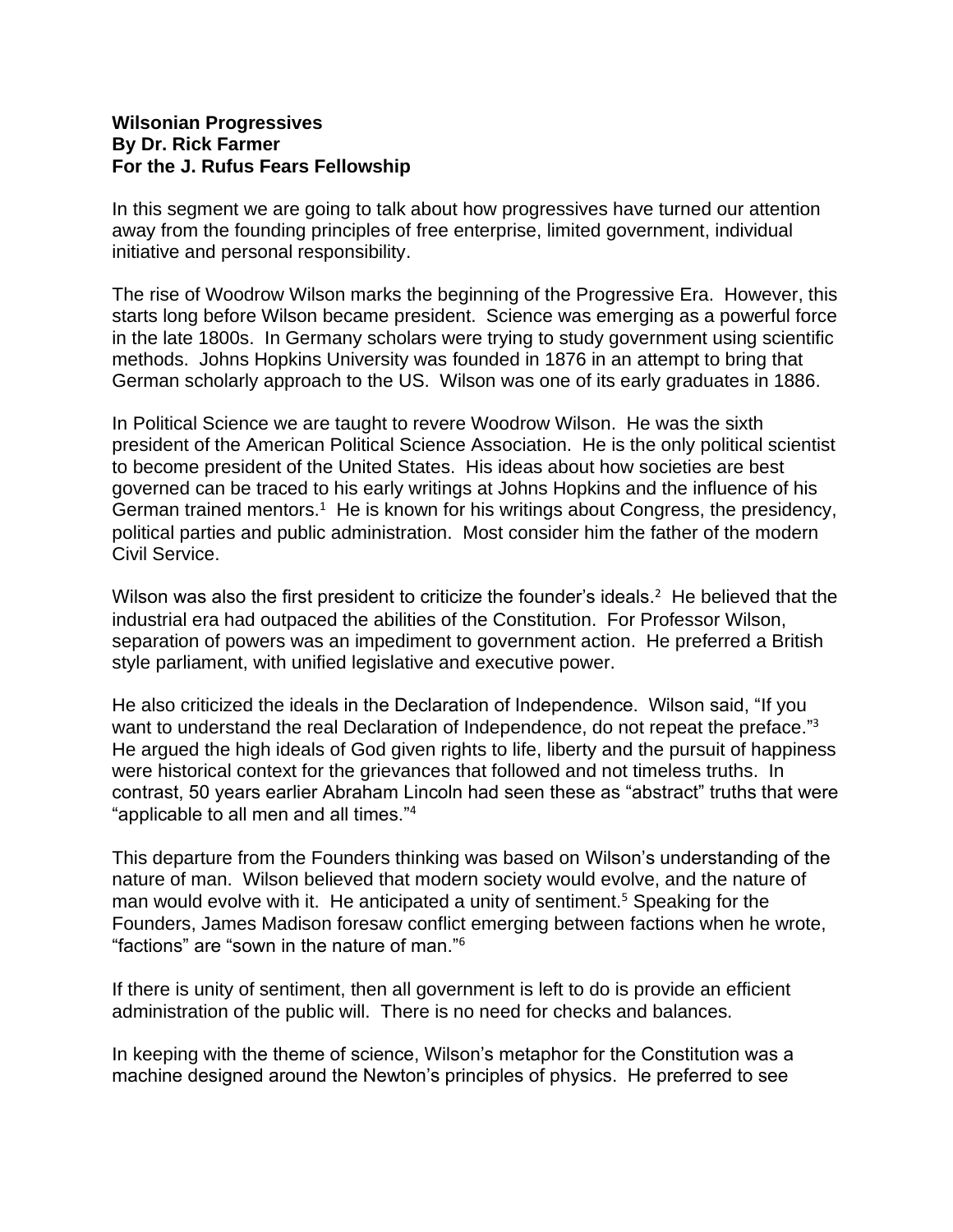**Wilsonian Progressives**
**By Dr. Rick Farmer**
**For the J. Rufus Fears Fellowship**

In this segment we are going to talk about how progressives have turned our attention away from the founding principles of free enterprise, limited government, individual initiative and personal responsibility.

The rise of Woodrow Wilson marks the beginning of the Progressive Era. However, this starts long before Wilson became president. Science was emerging as a powerful force in the late 1800s. In Germany scholars were trying to study government using scientific methods. Johns Hopkins University was founded in 1876 in an attempt to bring that German scholarly approach to the US. Wilson was one of its early graduates in 1886.

In Political Science we are taught to revere Woodrow Wilson. He was the sixth president of the American Political Science Association. He is the only political scientist to become president of the United States. His ideas about how societies are best governed can be traced to his early writings at Johns Hopkins and the influence of his German trained mentors.[1] He is known for his writings about Congress, the presidency, political parties and public administration. Most consider him the father of the modern Civil Service.

Wilson was also the first president to criticize the founder's ideals.[2] He believed that the industrial era had outpaced the abilities of the Constitution. For Professor Wilson, separation of powers was an impediment to government action. He preferred a British style parliament, with unified legislative and executive power.

He also criticized the ideals in the Declaration of Independence. Wilson said, "If you want to understand the real Declaration of Independence, do not repeat the preface."[3] He argued the high ideals of God given rights to life, liberty and the pursuit of happiness were historical context for the grievances that followed and not timeless truths. In contrast, 50 years earlier Abraham Lincoln had seen these as "abstract" truths that were "applicable to all men and all times."[4]

This departure from the Founders thinking was based on Wilson's understanding of the nature of man. Wilson believed that modern society would evolve, and the nature of man would evolve with it. He anticipated a unity of sentiment.[5] Speaking for the Founders, James Madison foresaw conflict emerging between factions when he wrote, "factions" are "sown in the nature of man."[6]

If there is unity of sentiment, then all government is left to do is provide an efficient administration of the public will. There is no need for checks and balances.

In keeping with the theme of science, Wilson's metaphor for the Constitution was a machine designed around the Newton's principles of physics. He preferred to see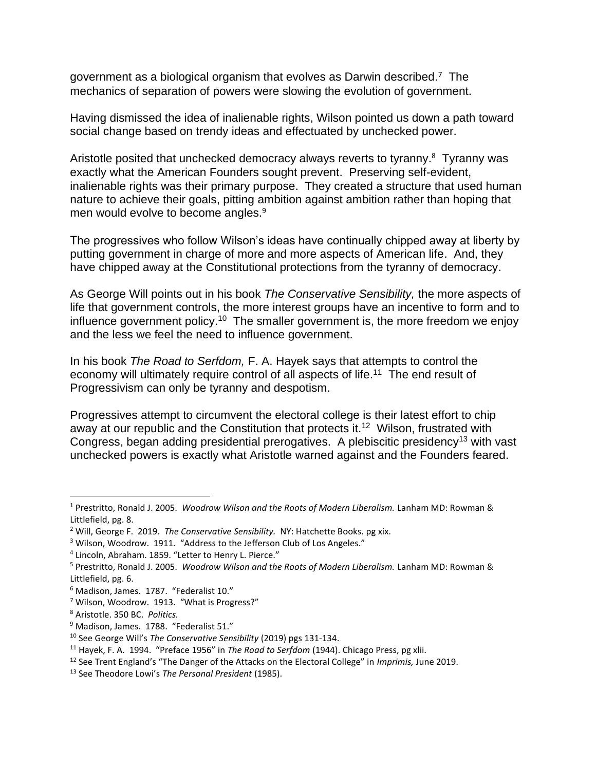government as a biological organism that evolves as Darwin described.[7] The mechanics of separation of powers were slowing the evolution of government.

Having dismissed the idea of inalienable rights, Wilson pointed us down a path toward social change based on trendy ideas and effectuated by unchecked power.

Aristotle posited that unchecked democracy always reverts to tyranny.[8] Tyranny was exactly what the American Founders sought prevent. Preserving self-evident, inalienable rights was their primary purpose. They created a structure that used human nature to achieve their goals, pitting ambition against ambition rather than hoping that men would evolve to become angles.[9]

The progressives who follow Wilson's ideas have continually chipped away at liberty by putting government in charge of more and more aspects of American life. And, they have chipped away at the Constitutional protections from the tyranny of democracy.

As George Will points out in his book *The Conservative Sensibility,* the more aspects of life that government controls, the more interest groups have an incentive to form and to influence government policy.[10] The smaller government is, the more freedom we enjoy and the less we feel the need to influence government.

In his book *The Road to Serfdom,* F. A. Hayek says that attempts to control the economy will ultimately require control of all aspects of life.[11] The end result of Progressivism can only be tyranny and despotism.

Progressives attempt to circumvent the electoral college is their latest effort to chip away at our republic and the Constitution that protects it.[12] Wilson, frustrated with Congress, began adding presidential prerogatives. A plebiscitic presidency[13] with vast unchecked powers is exactly what Aristotle warned against and the Founders feared.

---

[1] Prestritto, Ronald J. 2005. *Woodrow Wilson and the Roots of Modern Liberalism.* Lanham MD: Rowman & Littlefield, pg. 8.

[2] Will, George F. 2019. *The Conservative Sensibility.* NY: Hatchette Books. pg xix.

[3] Wilson, Woodrow. 1911. "Address to the Jefferson Club of Los Angeles."

[4] Lincoln, Abraham. 1859. "Letter to Henry L. Pierce."

[5] Prestritto, Ronald J. 2005. *Woodrow Wilson and the Roots of Modern Liberalism.* Lanham MD: Rowman & Littlefield, pg. 6.

[6] Madison, James. 1787. "Federalist 10."

[7] Wilson, Woodrow. 1913. "What is Progress?"

[8] Aristotle. 350 BC. *Politics.*

[9] Madison, James. 1788. "Federalist 51."

[10] See George Will's *The Conservative Sensibility* (2019) pgs 131-134.

[11] Hayek, F. A. 1994. "Preface 1956" in *The Road to Serfdom* (1944). Chicago Press, pg xlii.

[12] See Trent England's "The Danger of the Attacks on the Electoral College" in *Imprimis,* June 2019.

[13] See Theodore Lowi's *The Personal President* (1985).